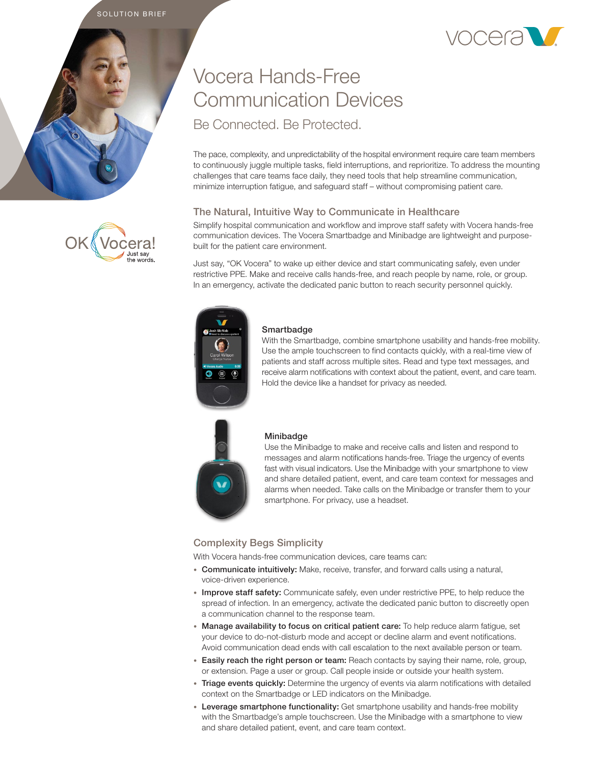SOLUTION BRIEF

# Vocera Hands-Free Communication Devices

## Be Connected. Be Protected.

The pace, complexity, and unpredictability of the hospital environment require care team members to continuously juggle multiple tasks, field interruptions, and reprioritize. To address the mounting challenges that care teams face daily, they need tools that help streamline communication, minimize interruption fatigue, and safeguard staff – without compromising patient care.

OK Vocera! Just say the words.

### The Natural, Intuitive Way to Communicate in Healthcare

Simplify hospital communication and workflow and improve staff safety with Vocera hands-free communication devices. The Vocera Smartbadge and Minibadge are lightweight and purpose-built for the patient care environment.

Just say, "OK Vocera" to wake up either device and start communicating safely, even under restrictive PPE. Make and receive calls hands-free, and reach people by name, role, or group. In an emergency, activate the dedicated panic button to reach security personnel quickly.

#### Smartbadge

With the Smartbadge, combine smartphone usability and hands-free mobility. Use the ample touchscreen to find contacts quickly, with a real-time view of patients and staff across multiple sites. Read and type text messages, and receive alarm notifications with context about the patient, event, and care team. Hold the device like a handset for privacy as needed.

#### Minibadge

Use the Minibadge to make and receive calls and listen and respond to messages and alarm notifications hands-free. Triage the urgency of events fast with visual indicators. Use the Minibadge with your smartphone to view and share detailed patient, event, and care team context for messages and alarms when needed. Take calls on the Minibadge or transfer them to your smartphone. For privacy, use a headset.

### Complexity Begs Simplicity

With Vocera hands-free communication devices, care teams can:

- **Communicate intuitively:** Make, receive, transfer, and forward calls using a natural, voice-driven experience.
- **Improve staff safety:** Communicate safely, even under restrictive PPE, to help reduce the spread of infection. In an emergency, activate the dedicated panic button to discreetly open a communication channel to the response team.
- **Manage availability to focus on critical patient care:** To help reduce alarm fatigue, set your device to do-not-disturb mode and accept or decline alarm and event notifications. Avoid communication dead ends with call escalation to the next available person or team.
- **Easily reach the right person or team:** Reach contacts by saying their name, role, group, or extension. Page a user or group. Call people inside or outside your health system.
- **Triage events quickly:** Determine the urgency of events via alarm notifications with detailed context on the Smartbadge or LED indicators on the Minibadge.
- **Leverage smartphone functionality:** Get smartphone usability and hands-free mobility with the Smartbadge's ample touchscreen. Use the Minibadge with a smartphone to view and share detailed patient, event, and care team context.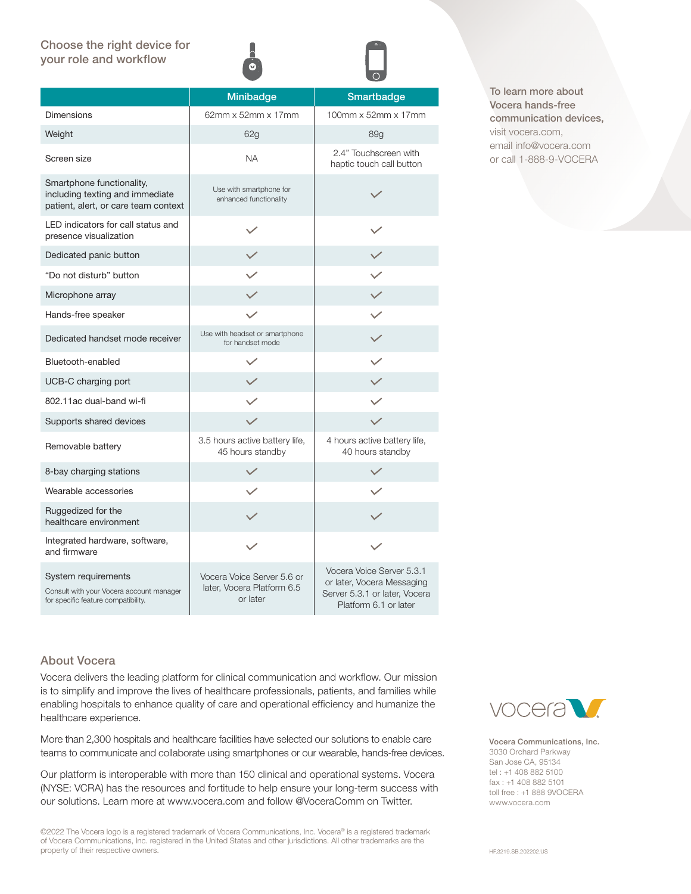## Choose the right device for your role and workflow

| | Minibadge | Smartbadge |
|---|---|---|
| Dimensions | 62mm x 52mm x 17mm | 100mm x 52mm x 17mm |
| Weight | 62g | 89g |
| Screen size | NA | 2.4" Touchscreen with haptic touch call button |
| Smartphone functionality, including texting and immediate patient, alert, or care team context | Use with smartphone for enhanced functionality | ✓ |
| LED indicators for call status and presence visualization | ✓ | ✓ |
| Dedicated panic button | ✓ | ✓ |
| "Do not disturb" button | ✓ | ✓ |
| Microphone array | ✓ | ✓ |
| Hands-free speaker | ✓ | ✓ |
| Dedicated handset mode receiver | Use with headset or smartphone for handset mode | ✓ |
| Bluetooth-enabled | ✓ | ✓ |
| UCB-C charging port | ✓ | ✓ |
| 802.11ac dual-band wi-fi | ✓ | ✓ |
| Supports shared devices | ✓ | ✓ |
| Removable battery | 3.5 hours active battery life, 45 hours standby | 4 hours active battery life, 40 hours standby |
| 8-bay charging stations | ✓ | ✓ |
| Wearable accessories | ✓ | ✓ |
| Ruggedized for the healthcare environment | ✓ | ✓ |
| Integrated hardware, software, and firmware | ✓ | ✓ |
| System requirements<br>Consult with your Vocera account manager for specific feature compatibility. | Vocera Voice Server 5.6 or later, Vocera Platform 6.5 or later | Vocera Voice Server 5.3.1 or later, Vocera Messaging Server 5.3.1 or later, Vocera Platform 6.1 or later |

**To learn more about Vocera hands-free communication devices,** visit vocera.com, email info@vocera.com or call 1-888-9-VOCERA

## About Vocera

Vocera delivers the leading platform for clinical communication and workflow. Our mission is to simplify and improve the lives of healthcare professionals, patients, and families while enabling hospitals to enhance quality of care and operational efficiency and humanize the healthcare experience.

More than 2,300 hospitals and healthcare facilities have selected our solutions to enable care teams to communicate and collaborate using smartphones or our wearable, hands-free devices.

Our platform is interoperable with more than 150 clinical and operational systems. Vocera (NYSE: VCRA) has the resources and fortitude to help ensure your long-term success with our solutions. Learn more at www.vocera.com and follow @VoceraComm on Twitter.

vocera

**Vocera Communications, Inc.**
3030 Orchard Parkway
San Jose CA, 95134
tel : +1 408 882 5100
fax : +1 408 882 5101
toll free : +1 888 9VOCERA
www.vocera.com

©2022 The Vocera logo is a registered trademark of Vocera Communications, Inc. Vocera® is a registered trademark of Vocera Communications, Inc. registered in the United States and other jurisdictions. All other trademarks are the property of their respective owners.

HF.3219.SB.202202.US